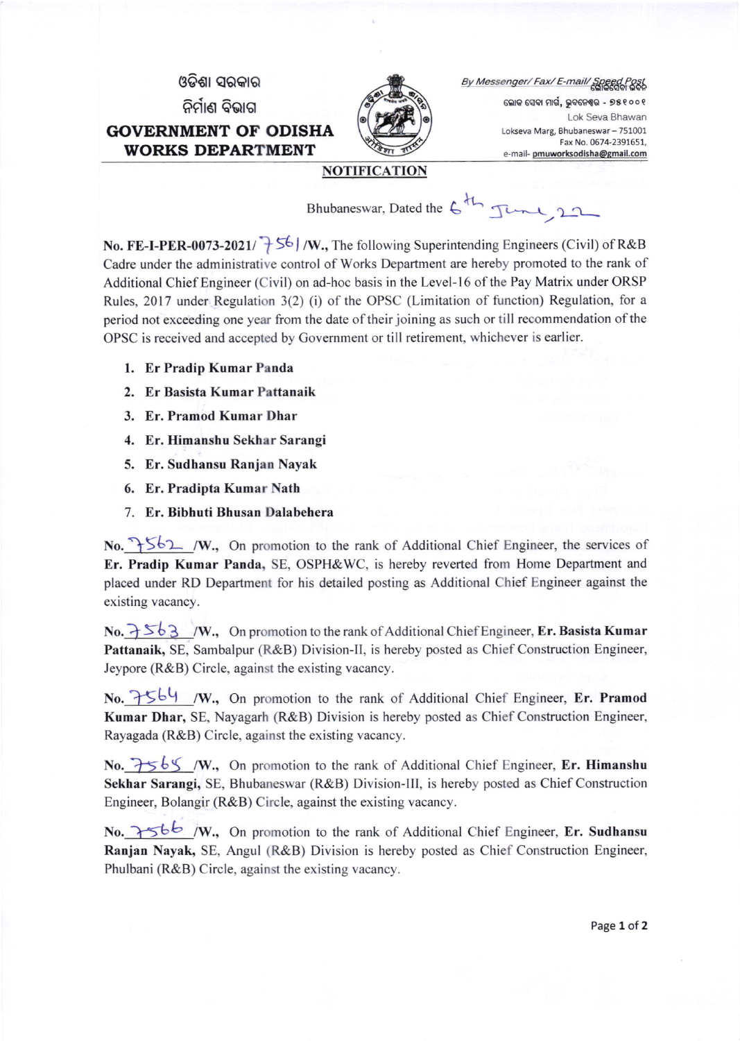ଓଡିଶା ସରକାର

ନିର୍ମାଣ ବିଭାଗ

**GOVERNMENT OF ODISHA**

**WORKS DEPARTMENT**

*By Messenger/ Fax/ E-mail/ Speed Post*

ଲୋକ ସେବା ମାର୍ଗ, ଭୁବନେଶ୍ୱର - ୭୫୧୦୦୧

Lok Seva Bhawan

Lokseva Marg, Bhubaneswar – 751001

Fax No. 0674-2391651,

e-mail- pmuworksodisha@gmail.com

## NOTIFICATION

Bhubaneswar, Dated the 6th June, 22

**No. FE-I-PER-0073-2021/ 7561 /W.,** The following Superintending Engineers (Civil) of R&B Cadre under the administrative control of Works Department are hereby promoted to the rank of Additional Chief Engineer (Civil) on ad-hoc basis in the Level-16 of the Pay Matrix under ORSP Rules, 2017 under Regulation 3(2) (i) of the OPSC (Limitation of function) Regulation, for a period not exceeding one year from the date of their joining as such or till recommendation of the OPSC is received and accepted by Government or till retirement, whichever is earlier.

1. **Er Pradip Kumar Panda**
2. **Er Basista Kumar Pattanaik**
3. **Er. Pramod Kumar Dhar**
4. **Er. Himanshu Sekhar Sarangi**
5. **Er. Sudhansu Ranjan Nayak**
6. **Er. Pradipta Kumar Nath**
7. **Er. Bibhuti Bhusan Dalabehera**

**No. 7562 /W.,** On promotion to the rank of Additional Chief Engineer, the services of **Er. Pradip Kumar Panda,** SE, OSPH&WC, is hereby reverted from Home Department and placed under RD Department for his detailed posting as Additional Chief Engineer against the existing vacancy.

**No. 7563 /W.,** On promotion to the rank of Additional Chief Engineer, **Er. Basista Kumar Pattanaik,** SE, Sambalpur (R&B) Division-II, is hereby posted as Chief Construction Engineer, Jeypore (R&B) Circle, against the existing vacancy.

**No. 7564 /W.,** On promotion to the rank of Additional Chief Engineer, **Er. Pramod Kumar Dhar,** SE, Nayagarh (R&B) Division is hereby posted as Chief Construction Engineer, Rayagada (R&B) Circle, against the existing vacancy.

**No. 7565 /W.,** On promotion to the rank of Additional Chief Engineer, **Er. Himanshu Sekhar Sarangi,** SE, Bhubaneswar (R&B) Division-III, is hereby posted as Chief Construction Engineer, Bolangir (R&B) Circle, against the existing vacancy.

**No. 7566 /W.,** On promotion to the rank of Additional Chief Engineer, **Er. Sudhansu Ranjan Nayak,** SE, Angul (R&B) Division is hereby posted as Chief Construction Engineer, Phulbani (R&B) Circle, against the existing vacancy.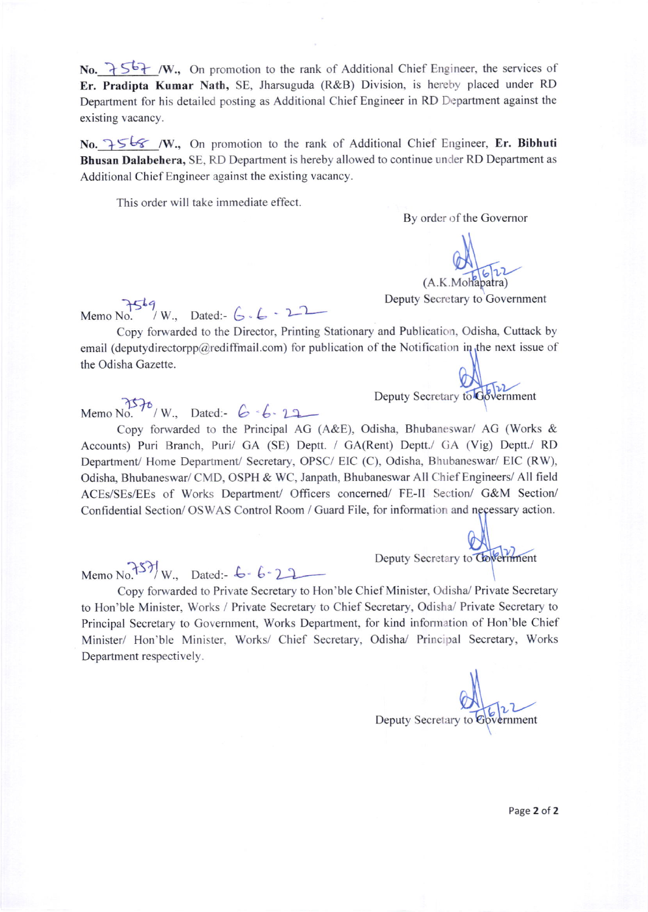**No.** 7567 **/W.**, On promotion to the rank of Additional Chief Engineer, the services of **Er. Pradipta Kumar Nath,** SE, Jharsuguda (R&B) Division, is hereby placed under RD Department for his detailed posting as Additional Chief Engineer in RD Department against the existing vacancy.

**No.** 7568 **/W.**, On promotion to the rank of Additional Chief Engineer, **Er. Bibhuti Bhusan Dalabehera,** SE, RD Department is hereby allowed to continue under RD Department as Additional Chief Engineer against the existing vacancy.

This order will take immediate effect.

By order of the Governor

(A.K.Mohapatra)
Deputy Secretary to Government

Memo No. 7569 / W., Dated:- 6.6.22

Copy forwarded to the Director, Printing Stationary and Publication, Odisha, Cuttack by email (deputydirectorpp@rediffmail.com) for publication of the Notification in the next issue of the Odisha Gazette.

Deputy Secretary to Government

Memo No. 7570 / W., Dated:- 6.6.22

Copy forwarded to the Principal AG (A&E), Odisha, Bhubaneswar/ AG (Works & Accounts) Puri Branch, Puri/ GA (SE) Deptt. / GA(Rent) Deptt./ GA (Vig) Deptt./ RD Department/ Home Department/ Secretary, OPSC/ EIC (C), Odisha, Bhubaneswar/ EIC (RW), Odisha, Bhubaneswar/ CMD, OSPH & WC, Janpath, Bhubaneswar All Chief Engineers/ All field ACEs/SEs/EEs of Works Department/ Officers concerned/ FE-II Section/ G&M Section/ Confidential Section/ OSWAS Control Room / Guard File, for information and necessary action.

Deputy Secretary to Government

Memo No. 7571 / W., Dated:- 6.6.22

Copy forwarded to Private Secretary to Hon'ble Chief Minister, Odisha/ Private Secretary to Hon'ble Minister, Works / Private Secretary to Chief Secretary, Odisha/ Private Secretary to Principal Secretary to Government, Works Department, for kind information of Hon'ble Chief Minister/ Hon'ble Minister, Works/ Chief Secretary, Odisha/ Principal Secretary, Works Department respectively.

Deputy Secretary to Government